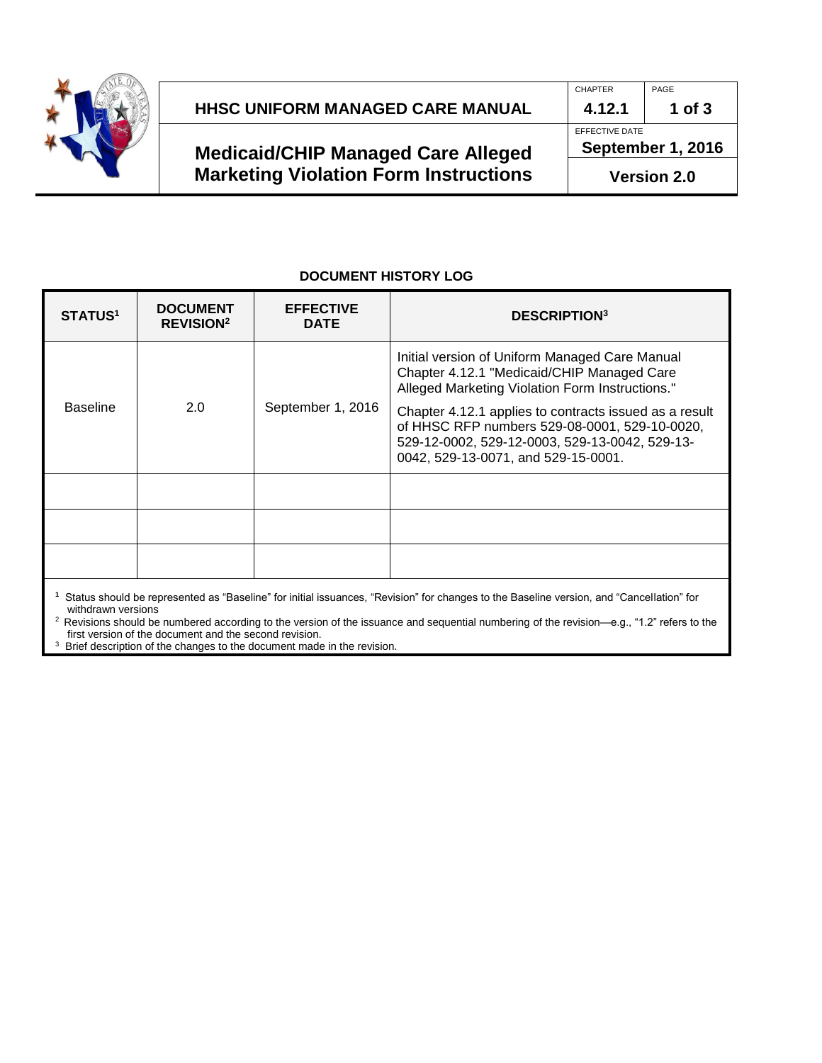# HHSC UNIFORM MANAGED CARE MANUAL

## Medicaid/CHIP Managed Care Alleged Marketing Violation Form Instructions

| CHAPTER | PAGE |
|---|---|
| 4.12.1 | 1 of 3 |
| EFFECTIVE DATE | |
| September 1, 2016 | |
| Version 2.0 | |

### DOCUMENT HISTORY LOG

| STATUS[1] | DOCUMENT REVISION[2] | EFFECTIVE DATE | DESCRIPTION[3] |
|---|---|---|---|
| Baseline | 2.0 | September 1, 2016 | Initial version of Uniform Managed Care Manual Chapter 4.12.1 "Medicaid/CHIP Managed Care Alleged Marketing Violation Form Instructions." <br><br> Chapter 4.12.1 applies to contracts issued as a result of HHSC RFP numbers 529-08-0001, 529-10-0020, 529-12-0002, 529-12-0003, 529-13-0042, 529-13-0042, 529-13-0071, and 529-15-0001. |
| | | | |
| | | | |
| | | | |

[1] Status should be represented as "Baseline" for initial issuances, "Revision" for changes to the Baseline version, and "Cancellation" for withdrawn versions

[2] Revisions should be numbered according to the version of the issuance and sequential numbering of the revision—e.g., "1.2" refers to the first version of the document and the second revision.

[3] Brief description of the changes to the document made in the revision.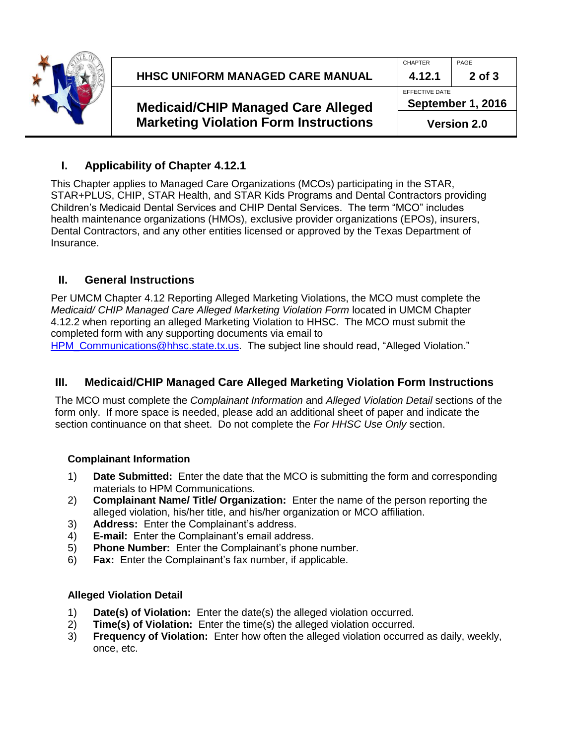## I. Applicability of Chapter 4.12.1

This Chapter applies to Managed Care Organizations (MCOs) participating in the STAR, STAR+PLUS, CHIP, STAR Health, and STAR Kids Programs and Dental Contractors providing Children's Medicaid Dental Services and CHIP Dental Services. The term "MCO" includes health maintenance organizations (HMOs), exclusive provider organizations (EPOs), insurers, Dental Contractors, and any other entities licensed or approved by the Texas Department of Insurance.

## II. General Instructions

Per UMCM Chapter 4.12 Reporting Alleged Marketing Violations, the MCO must complete the *Medicaid/ CHIP Managed Care Alleged Marketing Violation Form* located in UMCM Chapter 4.12.2 when reporting an alleged Marketing Violation to HHSC. The MCO must submit the completed form with any supporting documents via email to [HPM_Communications@hhsc.state.tx.us](mailto:HPM_Communications@hhsc.state.tx.us). The subject line should read, "Alleged Violation."

## III. Medicaid/CHIP Managed Care Alleged Marketing Violation Form Instructions

The MCO must complete the *Complainant Information* and *Alleged Violation Detail* sections of the form only. If more space is needed, please add an additional sheet of paper and indicate the section continuance on that sheet. Do not complete the *For HHSC Use Only* section.

### Complainant Information

1) **Date Submitted:** Enter the date that the MCO is submitting the form and corresponding materials to HPM Communications.
2) **Complainant Name/ Title/ Organization:** Enter the name of the person reporting the alleged violation, his/her title, and his/her organization or MCO affiliation.
3) **Address:** Enter the Complainant's address.
4) **E-mail:** Enter the Complainant's email address.
5) **Phone Number:** Enter the Complainant's phone number.
6) **Fax:** Enter the Complainant's fax number, if applicable.

### Alleged Violation Detail

1) **Date(s) of Violation:** Enter the date(s) the alleged violation occurred.
2) **Time(s) of Violation:** Enter the time(s) the alleged violation occurred.
3) **Frequency of Violation:** Enter how often the alleged violation occurred as daily, weekly, once, etc.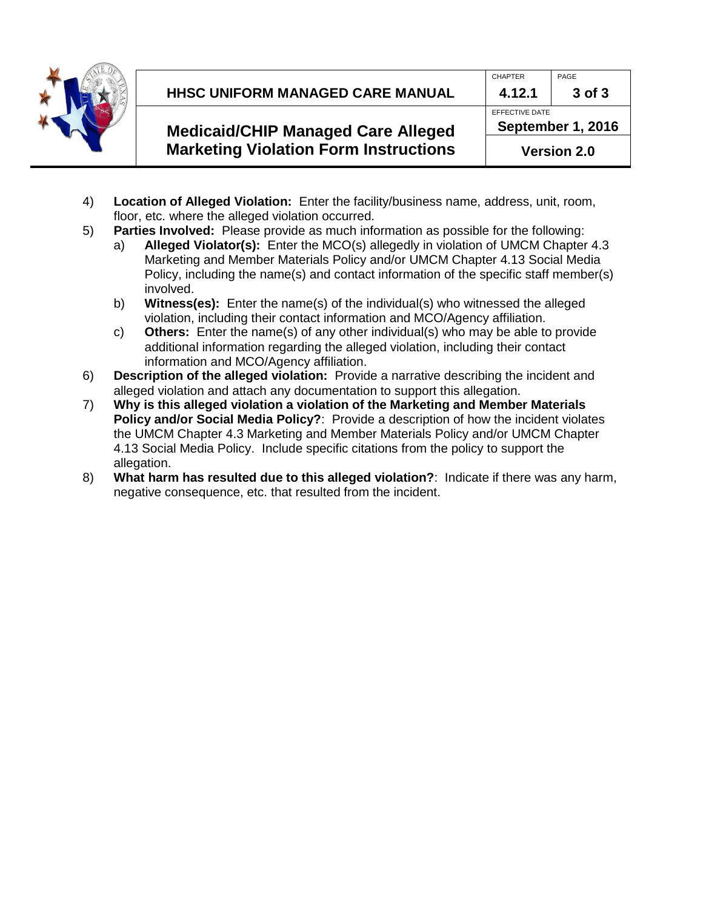4) **Location of Alleged Violation:** Enter the facility/business name, address, unit, room, floor, etc. where the alleged violation occurred.
5) **Parties Involved:** Please provide as much information as possible for the following:
    a) **Alleged Violator(s):** Enter the MCO(s) allegedly in violation of UMCM Chapter 4.3 Marketing and Member Materials Policy and/or UMCM Chapter 4.13 Social Media Policy, including the name(s) and contact information of the specific staff member(s) involved.
    b) **Witness(es):** Enter the name(s) of the individual(s) who witnessed the alleged violation, including their contact information and MCO/Agency affiliation.
    c) **Others:** Enter the name(s) of any other individual(s) who may be able to provide additional information regarding the alleged violation, including their contact information and MCO/Agency affiliation.
6) **Description of the alleged violation:** Provide a narrative describing the incident and alleged violation and attach any documentation to support this allegation.
7) **Why is this alleged violation a violation of the Marketing and Member Materials Policy and/or Social Media Policy?**: Provide a description of how the incident violates the UMCM Chapter 4.3 Marketing and Member Materials Policy and/or UMCM Chapter 4.13 Social Media Policy. Include specific citations from the policy to support the allegation.
8) **What harm has resulted due to this alleged violation?**: Indicate if there was any harm, negative consequence, etc. that resulted from the incident.